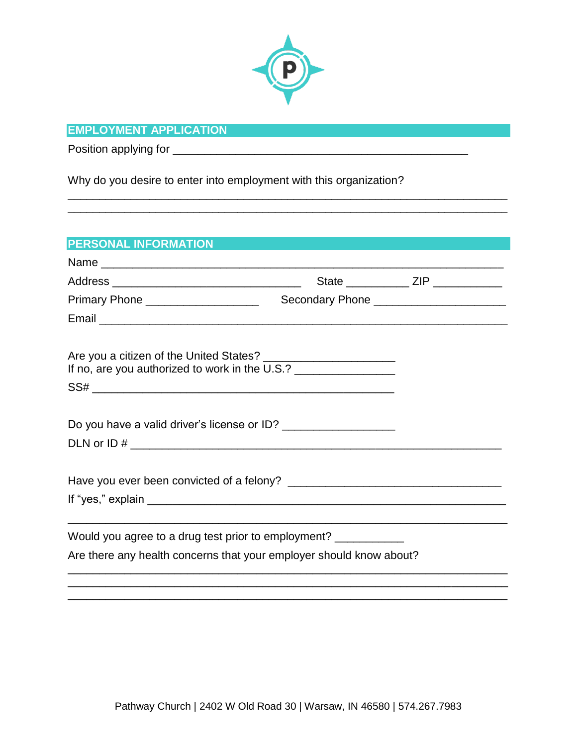## EMPLOYMENT APPLICATION

Position applying for ______________________________________________

Why do you desire to enter into employment with this organization?

_____________________________________________________________________

_____________________________________________________________________

## PERSONAL INFORMATION

Name _______________________________________________________________

Address _____________________________ State __________ ZIP ___________

Primary Phone _________________ Secondary Phone ____________________

Email _______________________________________________________________

Are you a citizen of the United States? ____________________

If no, are you authorized to work in the U.S.? _______________

SS# _______________________________________________

Do you have a valid driver's license or ID? _________________

DLN or ID # _________________________________________________________

Have you ever been convicted of a felony? _________________________________

If "yes," explain ___________________________________________________

_____________________________________________________________________

Would you agree to a drug test prior to employment? ___________

Are there any health concerns that your employer should know about?

_____________________________________________________________________

_____________________________________________________________________

_____________________________________________________________________

Pathway Church | 2402 W Old Road 30 | Warsaw, IN 46580 | 574.267.7983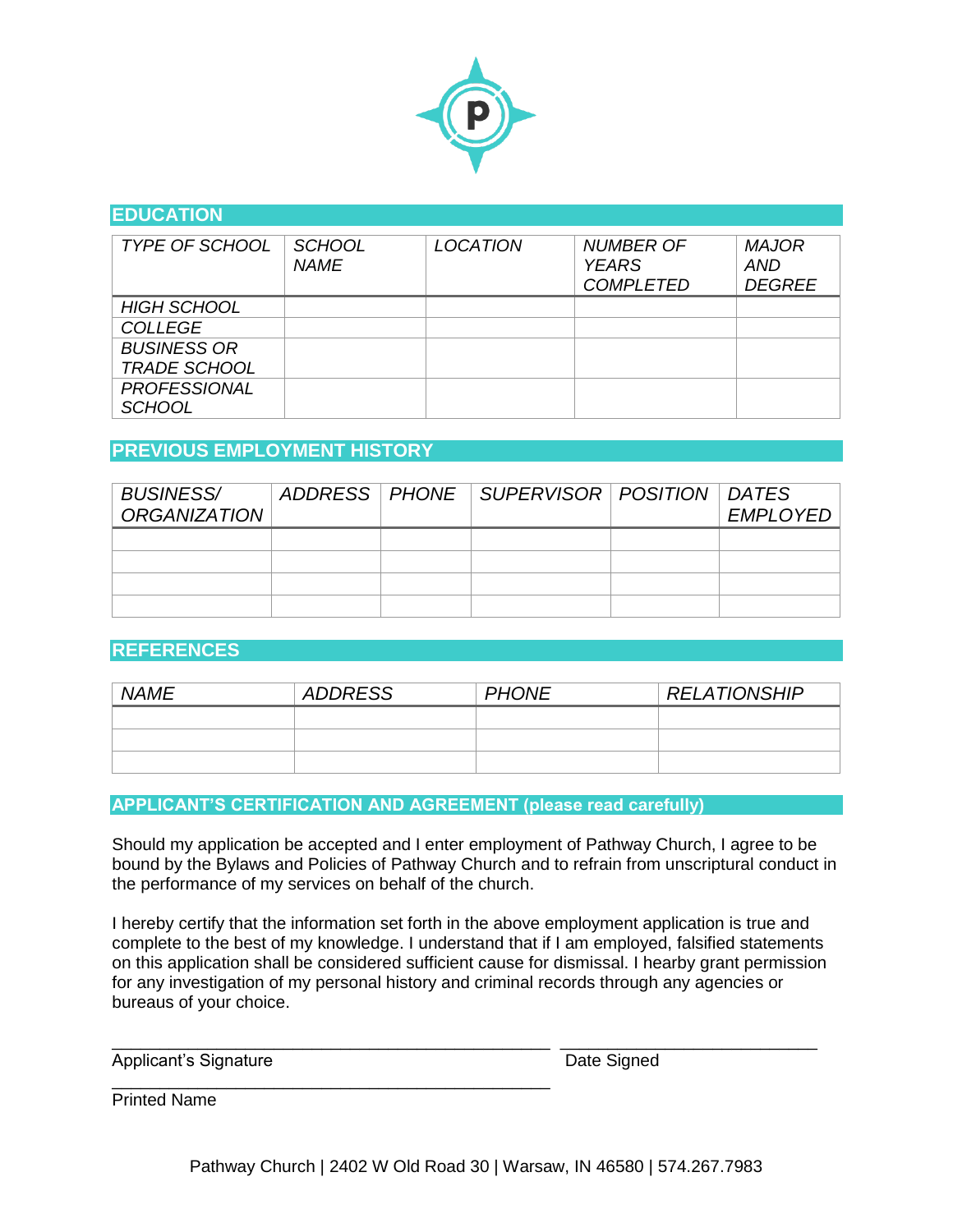## EDUCATION

| *TYPE OF SCHOOL* | *SCHOOL NAME* | *LOCATION* | *NUMBER OF YEARS COMPLETED* | *MAJOR AND DEGREE* |
|---|---|---|---|---|
| *HIGH SCHOOL* | | | | |
| *COLLEGE* | | | | |
| *BUSINESS OR TRADE SCHOOL* | | | | |
| *PROFESSIONAL SCHOOL* | | | | |

## PREVIOUS EMPLOYMENT HISTORY

| *BUSINESS/ ORGANIZATION* | *ADDRESS* | *PHONE* | *SUPERVISOR* | *POSITION* | *DATES EMPLOYED* |
|---|---|---|---|---|---|
| | | | | | |
| | | | | | |
| | | | | | |
| | | | | | |

## REFERENCES

| *NAME* | *ADDRESS* | *PHONE* | *RELATIONSHIP* |
|---|---|---|---|
| | | | |
| | | | |
| | | | |

## APPLICANT'S CERTIFICATION AND AGREEMENT (please read carefully)

Should my application be accepted and I enter employment of Pathway Church, I agree to be bound by the Bylaws and Policies of Pathway Church and to refrain from unscriptural conduct in the performance of my services on behalf of the church.

I hereby certify that the information set forth in the above employment application is true and complete to the best of my knowledge. I understand that if I am employed, falsified statements on this application shall be considered sufficient cause for dismissal. I hearby grant permission for any investigation of my personal history and criminal records through any agencies or bureaus of your choice.

\_\_\_\_\_\_\_\_\_\_\_\_\_\_\_\_\_\_\_\_\_\_\_\_\_\_\_\_\_\_\_\_\_\_\_\_\_\_\_\_ \_\_\_\_\_\_\_\_\_\_\_\_\_\_\_\_\_\_\_\_\_\_\_\_

Applicant's Signature Date Signed

\_\_\_\_\_\_\_\_\_\_\_\_\_\_\_\_\_\_\_\_\_\_\_\_\_\_\_\_\_\_\_\_\_\_\_\_\_\_\_\_

Printed Name

Pathway Church | 2402 W Old Road 30 | Warsaw, IN 46580 | 574.267.7983